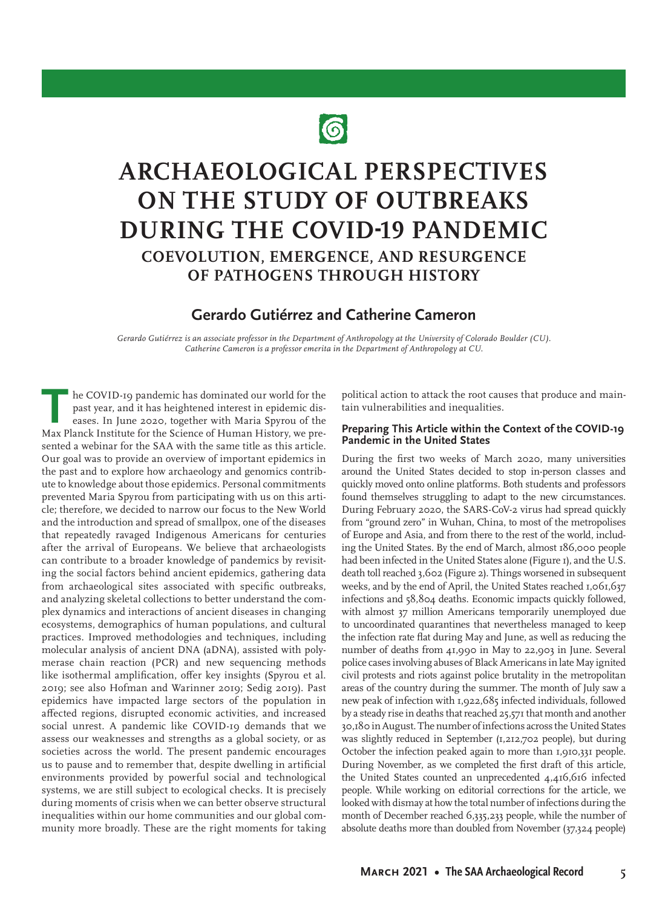# ARCHAEOLOGICAL PERSPECTIVES ON THE STUDY OF OUTBREAKS DURING THE COVID-19 PANDEMIC

## COEVOLUTION, EMERGENCE, AND RESURGENCE OF PATHOGENS THROUGH HISTORY

### Gerardo Gutiérrez and Catherine Cameron

*Gerardo Gutiérrez is an associate professor in the Department of Anthropology at the University of Colorado Boulder (CU). Catherine Cameron is a professor emerita in the Department of Anthropology at CU.*

The COVID-19 pandemic has dominated our world for the past year, and it has heightened interest in epidemic diseases. In June 2020, together with Maria Spyrou of the Max Planck Institute for the Science of Human History, we presented a webinar for the SAA with the same title as this article. Our goal was to provide an overview of important epidemics in the past and to explore how archaeology and genomics contribute to knowledge about those epidemics. Personal commitments prevented Maria Spyrou from participating with us on this article; therefore, we decided to narrow our focus to the New World and the introduction and spread of smallpox, one of the diseases that repeatedly ravaged Indigenous Americans for centuries after the arrival of Europeans. We believe that archaeologists can contribute to a broader knowledge of pandemics by revisiting the social factors behind ancient epidemics, gathering data from archaeological sites associated with specific outbreaks, and analyzing skeletal collections to better understand the complex dynamics and interactions of ancient diseases in changing ecosystems, demographics of human populations, and cultural practices. Improved methodologies and techniques, including molecular analysis of ancient DNA (aDNA), assisted with polymerase chain reaction (PCR) and new sequencing methods like isothermal amplification, offer key insights (Spyrou et al. 2019; see also Hofman and Warinner 2019; Sedig 2019). Past epidemics have impacted large sectors of the population in affected regions, disrupted economic activities, and increased social unrest. A pandemic like COVID-19 demands that we assess our weaknesses and strengths as a global society, or as societies across the world. The present pandemic encourages us to pause and to remember that, despite dwelling in artificial environments provided by powerful social and technological systems, we are still subject to ecological checks. It is precisely during moments of crisis when we can better observe structural inequalities within our home communities and our global community more broadly. These are the right moments for taking political action to attack the root causes that produce and maintain vulnerabilities and inequalities.

#### Preparing This Article within the Context of the COVID-19 Pandemic in the United States

During the first two weeks of March 2020, many universities around the United States decided to stop in-person classes and quickly moved onto online platforms. Both students and professors found themselves struggling to adapt to the new circumstances. During February 2020, the SARS-CoV-2 virus had spread quickly from "ground zero" in Wuhan, China, to most of the metropolises of Europe and Asia, and from there to the rest of the world, including the United States. By the end of March, almost 186,000 people had been infected in the United States alone (Figure 1), and the U.S. death toll reached 3,602 (Figure 2). Things worsened in subsequent weeks, and by the end of April, the United States reached 1,061,637 infections and 58,804 deaths. Economic impacts quickly followed, with almost 37 million Americans temporarily unemployed due to uncoordinated quarantines that nevertheless managed to keep the infection rate flat during May and June, as well as reducing the number of deaths from 41,990 in May to 22,903 in June. Several police cases involving abuses of Black Americans in late May ignited civil protests and riots against police brutality in the metropolitan areas of the country during the summer. The month of July saw a new peak of infection with 1,922,685 infected individuals, followed by a steady rise in deaths that reached 25,571 that month and another 30,180 in August. The number of infections across the United States was slightly reduced in September (1,212,702 people), but during October the infection peaked again to more than 1,910,331 people. During November, as we completed the first draft of this article, the United States counted an unprecedented 4,416,616 infected people. While working on editorial corrections for the article, we looked with dismay at how the total number of infections during the month of December reached 6,335,233 people, while the number of absolute deaths more than doubled from November (37,324 people)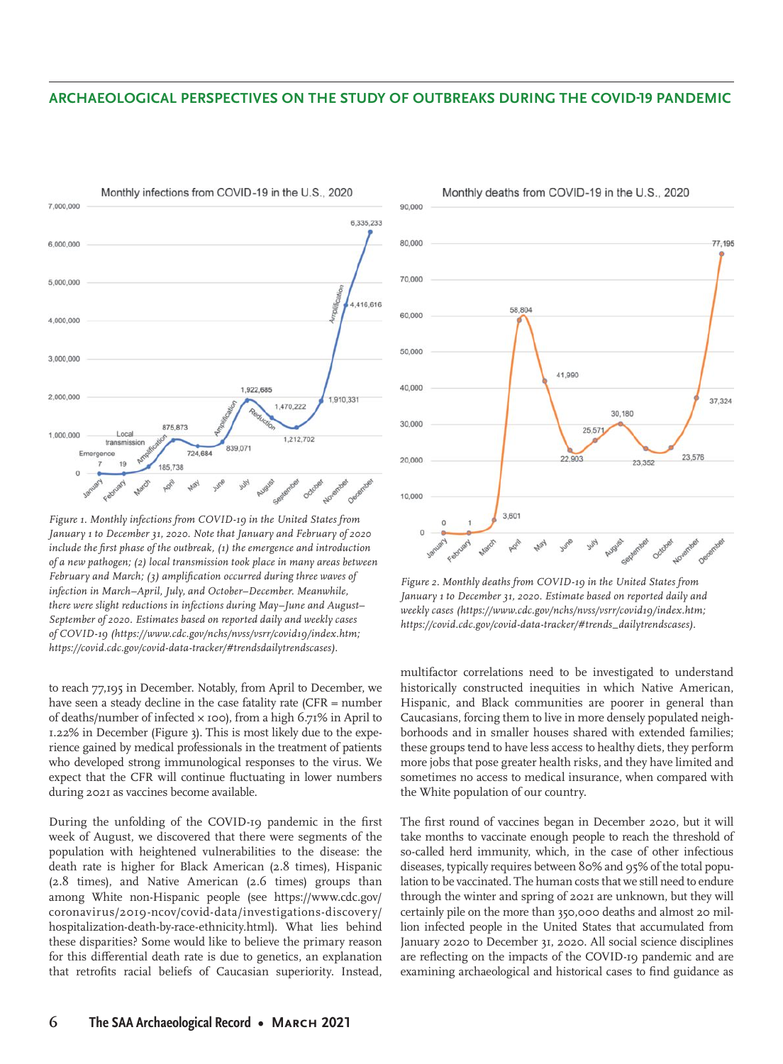Figure 1. Monthly infections from COVID-19 in the United States from January 1 to December 31, 2020. Note that January and February of 2020 include the first phase of the outbreak, (1) the emergence and introduction of a new pathogen; (2) local transmission took place in many areas between February and March; (3) amplification occurred during three waves of infection in March–April, July, and October–December. Meanwhile, there were slight reductions in infections during May–June and August–September of 2020. Estimates based on reported daily and weekly cases of COVID-19 (https://www.cdc.gov/nchs/nvss/vsrr/covid19/index.htm; https://covid.cdc.gov/covid-data-tracker/#trendsdailytrendscases).

Figure 2. Monthly deaths from COVID-19 in the United States from January 1 to December 31, 2020. Estimate based on reported daily and weekly cases (https://www.cdc.gov/nchs/nvss/vsrr/covid19/index.htm; https://covid.cdc.gov/covid-data-tracker/#trends_dailytrendscases).

to reach 77,195 in December. Notably, from April to December, we have seen a steady decline in the case fatality rate (CFR = number of deaths/number of infected × 100), from a high 6.71% in April to 1.22% in December (Figure 3). This is most likely due to the experience gained by medical professionals in the treatment of patients who developed strong immunological responses to the virus. We expect that the CFR will continue fluctuating in lower numbers during 2021 as vaccines become available.

During the unfolding of the COVID-19 pandemic in the first week of August, we discovered that there were segments of the population with heightened vulnerabilities to the disease: the death rate is higher for Black American (2.8 times), Hispanic (2.8 times), and Native American (2.6 times) groups than among White non-Hispanic people (see https://www.cdc.gov/coronavirus/2019-ncov/covid-data/investigations-discovery/hospitalization-death-by-race-ethnicity.html). What lies behind these disparities? Some would like to believe the primary reason for this differential death rate is due to genetics, an explanation that retrofits racial beliefs of Caucasian superiority. Instead, multifactor correlations need to be investigated to understand historically constructed inequities in which Native American, Hispanic, and Black communities are poorer in general than Caucasians, forcing them to live in more densely populated neighborhoods and in smaller houses shared with extended families; these groups tend to have less access to healthy diets, they perform more jobs that pose greater health risks, and they have limited and sometimes no access to medical insurance, when compared with the White population of our country.

The first round of vaccines began in December 2020, but it will take months to vaccinate enough people to reach the threshold of so-called herd immunity, which, in the case of other infectious diseases, typically requires between 80% and 95% of the total population to be vaccinated. The human costs that we still need to endure through the winter and spring of 2021 are unknown, but they will certainly pile on the more than 350,000 deaths and almost 20 million infected people in the United States that accumulated from January 2020 to December 31, 2020. All social science disciplines are reflecting on the impacts of the COVID-19 pandemic and are examining archaeological and historical cases to find guidance as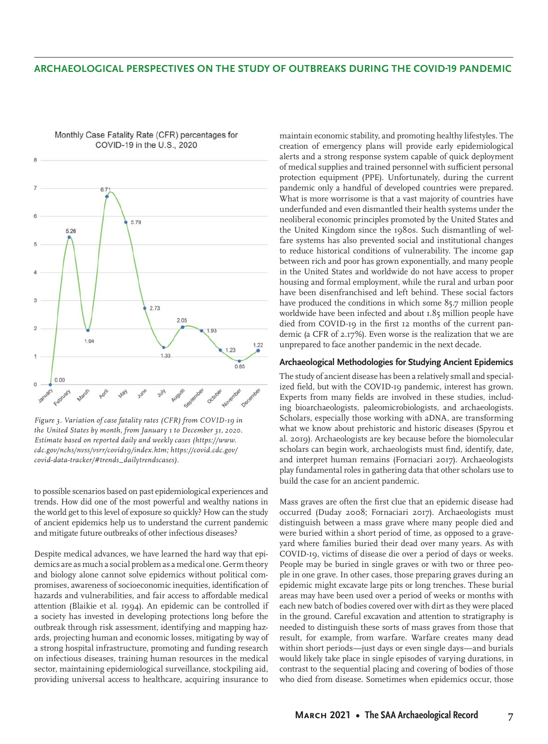Monthly Case Fatality Rate (CFR) percentages for COVID-19 in the U.S., 2020

8
7
6
5
4
3
2
1
0

0.00
5.26
1.94
6.71
5.79
2.73
1.33
2.05
1.93
1.23
0.85
1.22

January
February
March
April
May
June
July
August
September
October
November
December

*Figure 3. Variation of case fatality rates (CFR) from COVID-19 in the United States by month, from January 1 to December 31, 2020. Estimate based on reported daily and weekly cases (https://www.cdc.gov/nchs/nvss/vsrr/covid19/index.htm; https://covid.cdc.gov/covid-data-tracker/#trends_dailytrendscases).*

to possible scenarios based on past epidemiological experiences and trends. How did one of the most powerful and wealthy nations in the world get to this level of exposure so quickly? How can the study of ancient epidemics help us to understand the current pandemic and mitigate future outbreaks of other infectious diseases?

Despite medical advances, we have learned the hard way that epidemics are as much a social problem as a medical one. Germ theory and biology alone cannot solve epidemics without political compromises, awareness of socioeconomic inequities, identification of hazards and vulnerabilities, and fair access to affordable medical attention (Blaikie et al. 1994). An epidemic can be controlled if a society has invested in developing protections long before the outbreak through risk assessment, identifying and mapping hazards, projecting human and economic losses, mitigating by way of a strong hospital infrastructure, promoting and funding research on infectious diseases, training human resources in the medical sector, maintaining epidemiological surveillance, stockpiling aid, providing universal access to healthcare, acquiring insurance to maintain economic stability, and promoting healthy lifestyles. The creation of emergency plans will provide early epidemiological alerts and a strong response system capable of quick deployment of medical supplies and trained personnel with sufficient personal protection equipment (PPE). Unfortunately, during the current pandemic only a handful of developed countries were prepared. What is more worrisome is that a vast majority of countries have underfunded and even dismantled their health systems under the neoliberal economic principles promoted by the United States and the United Kingdom since the 1980s. Such dismantling of welfare systems has also prevented social and institutional changes to reduce historical conditions of vulnerability. The income gap between rich and poor has grown exponentially, and many people in the United States and worldwide do not have access to proper housing and formal employment, while the rural and urban poor have been disenfranchised and left behind. These social factors have produced the conditions in which some 85.7 million people worldwide have been infected and about 1.85 million people have died from COVID-19 in the first 12 months of the current pandemic (a CFR of 2.17%). Even worse is the realization that we are unprepared to face another pandemic in the next decade.

## Archaeological Methodologies for Studying Ancient Epidemics

The study of ancient disease has been a relatively small and specialized field, but with the COVID-19 pandemic, interest has grown. Experts from many fields are involved in these studies, including bioarchaeologists, paleomicrobiologists, and archaeologists. Scholars, especially those working with aDNA, are transforming what we know about prehistoric and historic diseases (Spyrou et al. 2019). Archaeologists are key because before the biomolecular scholars can begin work, archaeologists must find, identify, date, and interpret human remains (Fornaciari 2017). Archaeologists play fundamental roles in gathering data that other scholars use to build the case for an ancient pandemic.

Mass graves are often the first clue that an epidemic disease had occurred (Duday 2008; Fornaciari 2017). Archaeologists must distinguish between a mass grave where many people died and were buried within a short period of time, as opposed to a graveyard where families buried their dead over many years. As with COVID-19, victims of disease die over a period of days or weeks. People may be buried in single graves or with two or three people in one grave. In other cases, those preparing graves during an epidemic might excavate large pits or long trenches. These burial areas may have been used over a period of weeks or months with each new batch of bodies covered over with dirt as they were placed in the ground. Careful excavation and attention to stratigraphy is needed to distinguish these sorts of mass graves from those that result, for example, from warfare. Warfare creates many dead within short periods—just days or even single days—and burials would likely take place in single episodes of varying durations, in contrast to the sequential placing and covering of bodies of those who died from disease. Sometimes when epidemics occur, those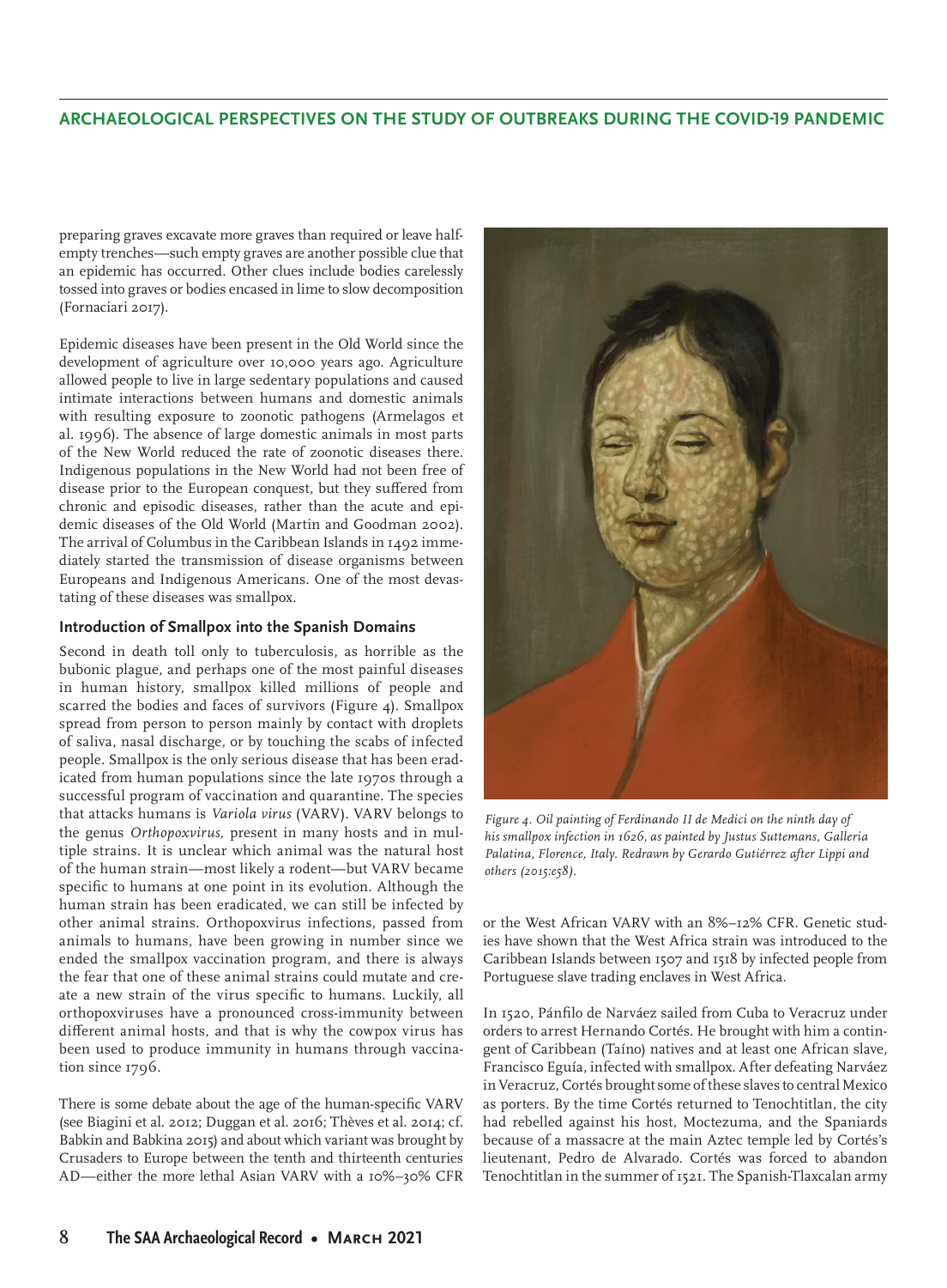preparing graves excavate more graves than required or leave half-empty trenches—such empty graves are another possible clue that an epidemic has occurred. Other clues include bodies carelessly tossed into graves or bodies encased in lime to slow decomposition (Fornaciari 2017).

Epidemic diseases have been present in the Old World since the development of agriculture over 10,000 years ago. Agriculture allowed people to live in large sedentary populations and caused intimate interactions between humans and domestic animals with resulting exposure to zoonotic pathogens (Armelagos et al. 1996). The absence of large domestic animals in most parts of the New World reduced the rate of zoonotic diseases there. Indigenous populations in the New World had not been free of disease prior to the European conquest, but they suffered from chronic and episodic diseases, rather than the acute and epidemic diseases of the Old World (Martin and Goodman 2002). The arrival of Columbus in the Caribbean Islands in 1492 immediately started the transmission of disease organisms between Europeans and Indigenous Americans. One of the most devastating of these diseases was smallpox.

### Introduction of Smallpox into the Spanish Domains

Second in death toll only to tuberculosis, as horrible as the bubonic plague, and perhaps one of the most painful diseases in human history, smallpox killed millions of people and scarred the bodies and faces of survivors (Figure 4). Smallpox spread from person to person mainly by contact with droplets of saliva, nasal discharge, or by touching the scabs of infected people. Smallpox is the only serious disease that has been eradicated from human populations since the late 1970s through a successful program of vaccination and quarantine. The species that attacks humans is *Variola virus* (VARV). VARV belongs to the genus *Orthopoxvirus*, present in many hosts and in multiple strains. It is unclear which animal was the natural host of the human strain—most likely a rodent—but VARV became specific to humans at one point in its evolution. Although the human strain has been eradicated, we can still be infected by other animal strains. Orthopoxvirus infections, passed from animals to humans, have been growing in number since we ended the smallpox vaccination program, and there is always the fear that one of these animal strains could mutate and create a new strain of the virus specific to humans. Luckily, all orthopoxviruses have a pronounced cross-immunity between different animal hosts, and that is why the cowpox virus has been used to produce immunity in humans through vaccination since 1796.

There is some debate about the age of the human-specific VARV (see Biagini et al. 2012; Duggan et al. 2016; Thèves et al. 2014; cf. Babkin and Babkina 2015) and about which variant was brought by Crusaders to Europe between the tenth and thirteenth centuries AD—either the more lethal Asian VARV with a 10%–30% CFR or the West African VARV with an 8%–12% CFR. Genetic studies have shown that the West Africa strain was introduced to the Caribbean Islands between 1507 and 1518 by infected people from Portuguese slave trading enclaves in West Africa.

*Figure 4. Oil painting of Ferdinando II de Medici on the ninth day of his smallpox infection in 1626, as painted by Justus Suttemans, Galleria Palatina, Florence, Italy. Redrawn by Gerardo Gutiérrez after Lippi and others (2015:e58).*

In 1520, Pánfilo de Narváez sailed from Cuba to Veracruz under orders to arrest Hernando Cortés. He brought with him a contingent of Caribbean (Taíno) natives and at least one African slave, Francisco Eguía, infected with smallpox. After defeating Narváez in Veracruz, Cortés brought some of these slaves to central Mexico as porters. By the time Cortés returned to Tenochtitlan, the city had rebelled against his host, Moctezuma, and the Spaniards because of a massacre at the main Aztec temple led by Cortés's lieutenant, Pedro de Alvarado. Cortés was forced to abandon Tenochtitlan in the summer of 1521. The Spanish-Tlaxcalan army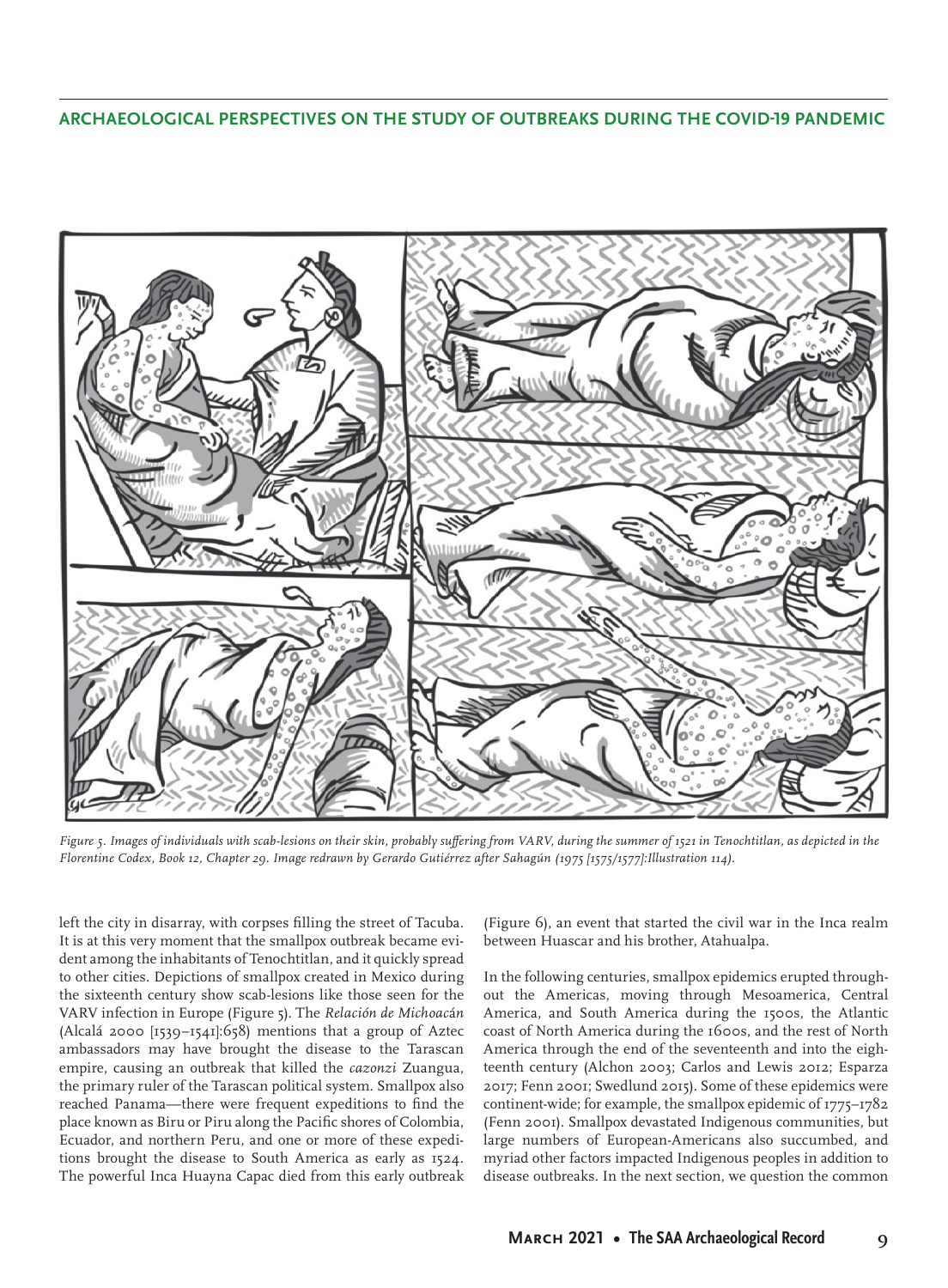Figure 5. Images of individuals with scab-lesions on their skin, probably suffering from VARV, during the summer of 1521 in Tenochtitlan, as depicted in the Florentine Codex, Book 12, Chapter 29. Image redrawn by Gerardo Gutiérrez after Sahagún (1975 [1575/1577]:Illustration 114).

left the city in disarray, with corpses filling the street of Tacuba. It is at this very moment that the smallpox outbreak became evident among the inhabitants of Tenochtitlan, and it quickly spread to other cities. Depictions of smallpox created in Mexico during the sixteenth century show scab-lesions like those seen for the VARV infection in Europe (Figure 5). The *Relación de Michoacán* (Alcalá 2000 [1539–1541]:658) mentions that a group of Aztec ambassadors may have brought the disease to the Tarascan empire, causing an outbreak that killed the *cazonzi* Zuangua, the primary ruler of the Tarascan political system. Smallpox also reached Panama—there were frequent expeditions to find the place known as Biru or Piru along the Pacific shores of Colombia, Ecuador, and northern Peru, and one or more of these expeditions brought the disease to South America as early as 1524. The powerful Inca Huayna Capac died from this early outbreak (Figure 6), an event that started the civil war in the Inca realm between Huascar and his brother, Atahualpa.

In the following centuries, smallpox epidemics erupted throughout the Americas, moving through Mesoamerica, Central America, and South America during the 1500s, the Atlantic coast of North America during the 1600s, and the rest of North America through the end of the seventeenth and into the eighteenth century (Alchon 2003; Carlos and Lewis 2012; Esparza 2017; Fenn 2001; Swedlund 2015). Some of these epidemics were continent-wide; for example, the smallpox epidemic of 1775–1782 (Fenn 2001). Smallpox devastated Indigenous communities, but large numbers of European-Americans also succumbed, and myriad other factors impacted Indigenous peoples in addition to disease outbreaks. In the next section, we question the common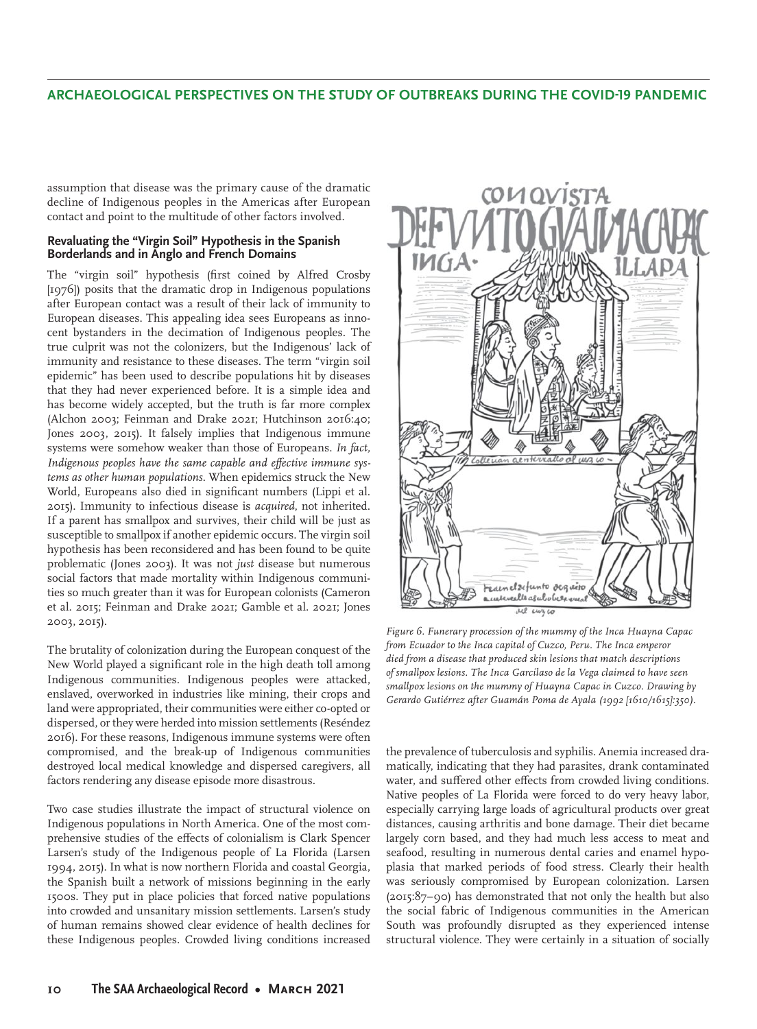assumption that disease was the primary cause of the dramatic decline of Indigenous peoples in the Americas after European contact and point to the multitude of other factors involved.

### Revaluating the "Virgin Soil" Hypothesis in the Spanish Borderlands and in Anglo and French Domains

The "virgin soil" hypothesis (first coined by Alfred Crosby [1976]) posits that the dramatic drop in Indigenous populations after European contact was a result of their lack of immunity to European diseases. This appealing idea sees Europeans as innocent bystanders in the decimation of Indigenous peoples. The true culprit was not the colonizers, but the Indigenous' lack of immunity and resistance to these diseases. The term "virgin soil epidemic" has been used to describe populations hit by diseases that they had never experienced before. It is a simple idea and has become widely accepted, but the truth is far more complex (Alchon 2003; Feinman and Drake 2021; Hutchinson 2016:40; Jones 2003, 2015). It falsely implies that Indigenous immune systems were somehow weaker than those of Europeans. *In fact, Indigenous peoples have the same capable and effective immune systems as other human populations.* When epidemics struck the New World, Europeans also died in significant numbers (Lippi et al. 2015). Immunity to infectious disease is *acquired*, not inherited. If a parent has smallpox and survives, their child will be just as susceptible to smallpox if another epidemic occurs. The virgin soil hypothesis has been reconsidered and has been found to be quite problematic (Jones 2003). It was not *just* disease but numerous social factors that made mortality within Indigenous communities so much greater than it was for European colonists (Cameron et al. 2015; Feinman and Drake 2021; Gamble et al. 2021; Jones 2003, 2015).

The brutality of colonization during the European conquest of the New World played a significant role in the high death toll among Indigenous communities. Indigenous peoples were attacked, enslaved, overworked in industries like mining, their crops and land were appropriated, their communities were either co-opted or dispersed, or they were herded into mission settlements (Reséndez 2016). For these reasons, Indigenous immune systems were often compromised, and the break-up of Indigenous communities destroyed local medical knowledge and dispersed caregivers, all factors rendering any disease episode more disastrous.

Two case studies illustrate the impact of structural violence on Indigenous populations in North America. One of the most comprehensive studies of the effects of colonialism is Clark Spencer Larsen's study of the Indigenous people of La Florida (Larsen 1994, 2015). In what is now northern Florida and coastal Georgia, the Spanish built a network of missions beginning in the early 1500s. They put in place policies that forced native populations into crowded and unsanitary mission settlements. Larsen's study of human remains showed clear evidence of health declines for these Indigenous peoples. Crowded living conditions increased the prevalence of tuberculosis and syphilis. Anemia increased dramatically, indicating that they had parasites, drank contaminated water, and suffered other effects from crowded living conditions. Native peoples of La Florida were forced to do very heavy labor, especially carrying large loads of agricultural products over great distances, causing arthritis and bone damage. Their diet became largely corn based, and they had much less access to meat and seafood, resulting in numerous dental caries and enamel hypoplasia that marked periods of food stress. Clearly their health was seriously compromised by European colonization. Larsen (2015:87–90) has demonstrated that not only the health but also the social fabric of Indigenous communities in the American South was profoundly disrupted as they experienced intense structural violence. They were certainly in a situation of socially

*Figure 6. Funerary procession of the mummy of the Inca Huayna Capac from Ecuador to the Inca capital of Cuzco, Peru. The Inca emperor died from a disease that produced skin lesions that match descriptions of smallpox lesions. The Inca Garcilaso de la Vega claimed to have seen smallpox lesions on the mummy of Huayna Capac in Cuzco. Drawing by Gerardo Gutiérrez after Guamán Poma de Ayala (1992 [1610/1615]:350).*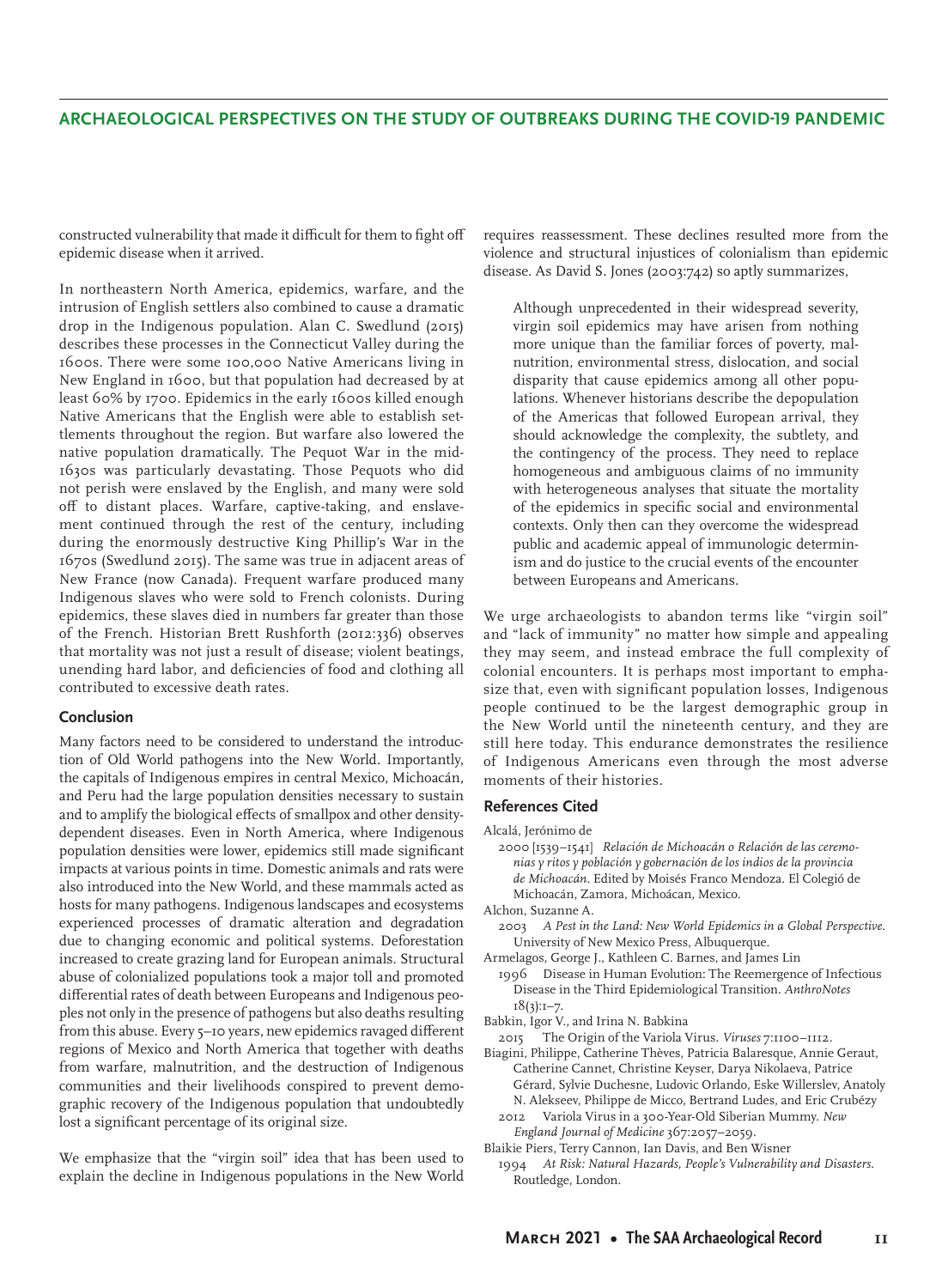constructed vulnerability that made it difficult for them to fight off epidemic disease when it arrived.

In northeastern North America, epidemics, warfare, and the intrusion of English settlers also combined to cause a dramatic drop in the Indigenous population. Alan C. Swedlund (2015) describes these processes in the Connecticut Valley during the 1600s. There were some 100,000 Native Americans living in New England in 1600, but that population had decreased by at least 60% by 1700. Epidemics in the early 1600s killed enough Native Americans that the English were able to establish settlements throughout the region. But warfare also lowered the native population dramatically. The Pequot War in the mid-1630s was particularly devastating. Those Pequots who did not perish were enslaved by the English, and many were sold off to distant places. Warfare, captive-taking, and enslavement continued through the rest of the century, including during the enormously destructive King Phillip's War in the 1670s (Swedlund 2015). The same was true in adjacent areas of New France (now Canada). Frequent warfare produced many Indigenous slaves who were sold to French colonists. During epidemics, these slaves died in numbers far greater than those of the French. Historian Brett Rushforth (2012:336) observes that mortality was not just a result of disease; violent beatings, unending hard labor, and deficiencies of food and clothing all contributed to excessive death rates.

### Conclusion

Many factors need to be considered to understand the introduction of Old World pathogens into the New World. Importantly, the capitals of Indigenous empires in central Mexico, Michoacán, and Peru had the large population densities necessary to sustain and to amplify the biological effects of smallpox and other density-dependent diseases. Even in North America, where Indigenous population densities were lower, epidemics still made significant impacts at various points in time. Domestic animals and rats were also introduced into the New World, and these mammals acted as hosts for many pathogens. Indigenous landscapes and ecosystems experienced processes of dramatic alteration and degradation due to changing economic and political systems. Deforestation increased to create grazing land for European animals. Structural abuse of colonialized populations took a major toll and promoted differential rates of death between Europeans and Indigenous peoples not only in the presence of pathogens but also deaths resulting from this abuse. Every 5–10 years, new epidemics ravaged different regions of Mexico and North America that together with deaths from warfare, malnutrition, and the destruction of Indigenous communities and their livelihoods conspired to prevent demographic recovery of the Indigenous population that undoubtedly lost a significant percentage of its original size.

We emphasize that the "virgin soil" idea that has been used to explain the decline in Indigenous populations in the New World requires reassessment. These declines resulted more from the violence and structural injustices of colonialism than epidemic disease. As David S. Jones (2003:742) so aptly summarizes,

> Although unprecedented in their widespread severity, virgin soil epidemics may have arisen from nothing more unique than the familiar forces of poverty, malnutrition, environmental stress, dislocation, and social disparity that cause epidemics among all other populations. Whenever historians describe the depopulation of the Americas that followed European arrival, they should acknowledge the complexity, the subtlety, and the contingency of the process. They need to replace homogeneous and ambiguous claims of no immunity with heterogeneous analyses that situate the mortality of the epidemics in specific social and environmental contexts. Only then can they overcome the widespread public and academic appeal of immunologic determinism and do justice to the crucial events of the encounter between Europeans and Americans.

We urge archaeologists to abandon terms like "virgin soil" and "lack of immunity" no matter how simple and appealing they may seem, and instead embrace the full complexity of colonial encounters. It is perhaps most important to emphasize that, even with significant population losses, Indigenous people continued to be the largest demographic group in the New World until the nineteenth century, and they are still here today. This endurance demonstrates the resilience of Indigenous Americans even through the most adverse moments of their histories.

### References Cited

Alcalá, Jerónimo de
2000 [1539–1541] *Relación de Michoacán o Relación de las ceremonias y ritos y población y gobernación de los indios de la provincia de Michoacán*. Edited by Moisés Franco Mendoza. El Colegió de Michoacán, Zamora, Michoácan, Mexico.

Alchon, Suzanne A.
2003 *A Pest in the Land: New World Epidemics in a Global Perspective*. University of New Mexico Press, Albuquerque.

Armelagos, George J., Kathleen C. Barnes, and James Lin
1996 Disease in Human Evolution: The Reemergence of Infectious Disease in the Third Epidemiological Transition. *AnthroNotes* 18(3):1–7.

Babkin, Igor V., and Irina N. Babkina
2015 The Origin of the Variola Virus. *Viruses* 7:1100–1112.

Biagini, Philippe, Catherine Thèves, Patricia Balaresque, Annie Geraut, Catherine Cannet, Christine Keyser, Darya Nikolaeva, Patrice Gérard, Sylvie Duchesne, Ludovic Orlando, Eske Willerslev, Anatoly N. Alekseev, Philippe de Micco, Bertrand Ludes, and Eric Crubézy
2012 Variola Virus in a 300-Year-Old Siberian Mummy. *New England Journal of Medicine* 367:2057–2059.

Blaikie Piers, Terry Cannon, Ian Davis, and Ben Wisner
1994 *At Risk: Natural Hazards, People's Vulnerability and Disasters*. Routledge, London.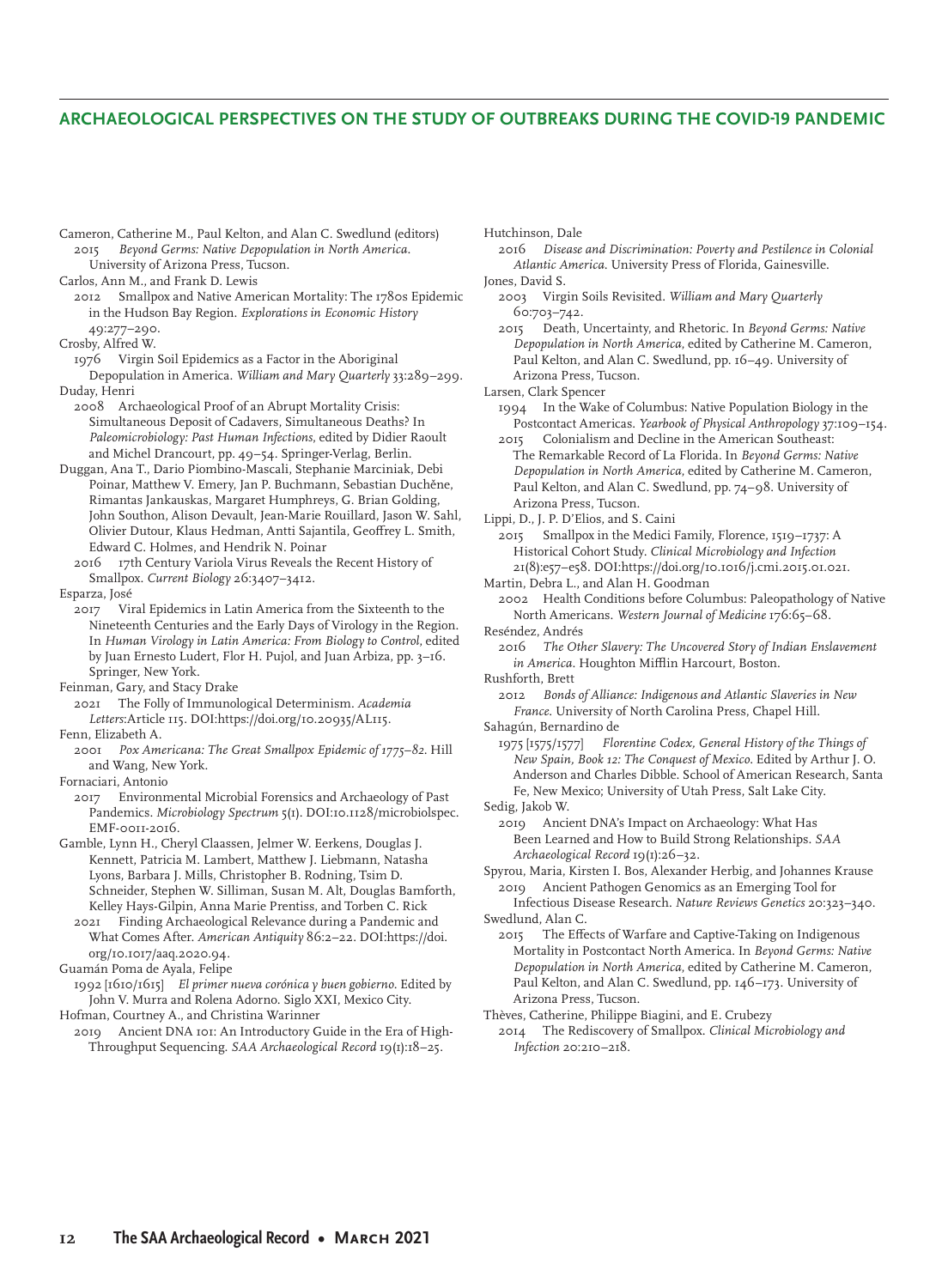Cameron, Catherine M., Paul Kelton, and Alan C. Swedlund (editors)
2015 *Beyond Germs: Native Depopulation in North America*. University of Arizona Press, Tucson.

Carlos, Ann M., and Frank D. Lewis
2012 Smallpox and Native American Mortality: The 1780s Epidemic in the Hudson Bay Region. *Explorations in Economic History* 49:277–290.

Crosby, Alfred W.
1976 Virgin Soil Epidemics as a Factor in the Aboriginal Depopulation in America. *William and Mary Quarterly* 33:289–299.

Duday, Henri
2008 Archaeological Proof of an Abrupt Mortality Crisis: Simultaneous Deposit of Cadavers, Simultaneous Deaths? In *Paleomicrobiology: Past Human Infections*, edited by Didier Raoult and Michel Drancourt, pp. 49–54. Springer-Verlag, Berlin.

Duggan, Ana T., Dario Piombino-Mascali, Stephanie Marciniak, Debi Poinar, Matthew V. Emery, Jan P. Buchmann, Sebastian Duchêne, Rimantas Jankauskas, Margaret Humphreys, G. Brian Golding, John Southon, Alison Devault, Jean-Marie Rouillard, Jason W. Sahl, Olivier Dutour, Klaus Hedman, Antti Sajantila, Geoffrey L. Smith, Edward C. Holmes, and Hendrik N. Poinar
2016 17th Century Variola Virus Reveals the Recent History of Smallpox. *Current Biology* 26:3407–3412.

Esparza, José
2017 Viral Epidemics in Latin America from the Sixteenth to the Nineteenth Centuries and the Early Days of Virology in the Region. In *Human Virology in Latin America: From Biology to Control*, edited by Juan Ernesto Ludert, Flor H. Pujol, and Juan Arbiza, pp. 3–16. Springer, New York.

Feinman, Gary, and Stacy Drake
2021 The Folly of Immunological Determinism. *Academia Letters*:Article 115. DOI:https://doi.org/10.20935/AL115.

Fenn, Elizabeth A.
2001 *Pox Americana: The Great Smallpox Epidemic of 1775–82*. Hill and Wang, New York.

Fornaciari, Antonio
2017 Environmental Microbial Forensics and Archaeology of Past Pandemics. *Microbiology Spectrum* 5(1). DOI:10.1128/microbiolspec.EMF-0011-2016.

Gamble, Lynn H., Cheryl Claassen, Jelmer W. Eerkens, Douglas J. Kennett, Patricia M. Lambert, Matthew J. Liebmann, Natasha Lyons, Barbara J. Mills, Christopher B. Rodning, Tsim D. Schneider, Stephen W. Silliman, Susan M. Alt, Douglas Bamforth, Kelley Hays-Gilpin, Anna Marie Prentiss, and Torben C. Rick
2021 Finding Archaeological Relevance during a Pandemic and What Comes After. *American Antiquity* 86:2–22. DOI:https://doi.org/10.1017/aaq.2020.94.

Guamán Poma de Ayala, Felipe
1992 [1610/1615] *El primer nueva corónica y buen gobierno*. Edited by John V. Murra and Rolena Adorno. Siglo XXI, Mexico City.

Hofman, Courtney A., and Christina Warinner
2019 Ancient DNA 101: An Introductory Guide in the Era of High-Throughput Sequencing. *SAA Archaeological Record* 19(1):18–25.

Hutchinson, Dale
2016 *Disease and Discrimination: Poverty and Pestilence in Colonial Atlantic America*. University Press of Florida, Gainesville.

Jones, David S.
2003 Virgin Soils Revisited. *William and Mary Quarterly* 60:703–742.
2015 Death, Uncertainty, and Rhetoric. In *Beyond Germs: Native Depopulation in North America*, edited by Catherine M. Cameron, Paul Kelton, and Alan C. Swedlund, pp. 16–49. University of Arizona Press, Tucson.

Larsen, Clark Spencer
1994 In the Wake of Columbus: Native Population Biology in the Postcontact Americas. *Yearbook of Physical Anthropology* 37:109–154.
2015 Colonialism and Decline in the American Southeast: The Remarkable Record of La Florida. In *Beyond Germs: Native Depopulation in North America*, edited by Catherine M. Cameron, Paul Kelton, and Alan C. Swedlund, pp. 74–98. University of Arizona Press, Tucson.

Lippi, D., J. P. D'Elios, and S. Caini
2015 Smallpox in the Medici Family, Florence, 1519–1737: A Historical Cohort Study. *Clinical Microbiology and Infection* 21(8):e57–e58. DOI:https://doi.org/10.1016/j.cmi.2015.01.021.

Martin, Debra L., and Alan H. Goodman
2002 Health Conditions before Columbus: Paleopathology of Native North Americans. *Western Journal of Medicine* 176:65–68.

Reséndez, Andrés
2016 *The Other Slavery: The Uncovered Story of Indian Enslavement in America*. Houghton Mifflin Harcourt, Boston.

Rushforth, Brett
2012 *Bonds of Alliance: Indigenous and Atlantic Slaveries in New France*. University of North Carolina Press, Chapel Hill.

Sahagún, Bernardino de
1975 [1575/1577] *Florentine Codex, General History of the Things of New Spain, Book 12: The Conquest of Mexico*. Edited by Arthur J. O. Anderson and Charles Dibble. School of American Research, Santa Fe, New Mexico; University of Utah Press, Salt Lake City.

Sedig, Jakob W.
2019 Ancient DNA's Impact on Archaeology: What Has Been Learned and How to Build Strong Relationships. *SAA Archaeological Record* 19(1):26–32.

Spyrou, Maria, Kirsten I. Bos, Alexander Herbig, and Johannes Krause
2019 Ancient Pathogen Genomics as an Emerging Tool for Infectious Disease Research. *Nature Reviews Genetics* 20:323–340.

Swedlund, Alan C.
2015 The Effects of Warfare and Captive-Taking on Indigenous Mortality in Postcontact North America. In *Beyond Germs: Native Depopulation in North America*, edited by Catherine M. Cameron, Paul Kelton, and Alan C. Swedlund, pp. 146–173. University of Arizona Press, Tucson.

Thèves, Catherine, Philippe Biagini, and E. Crubezy
2014 The Rediscovery of Smallpox. *Clinical Microbiology and Infection* 20:210–218.